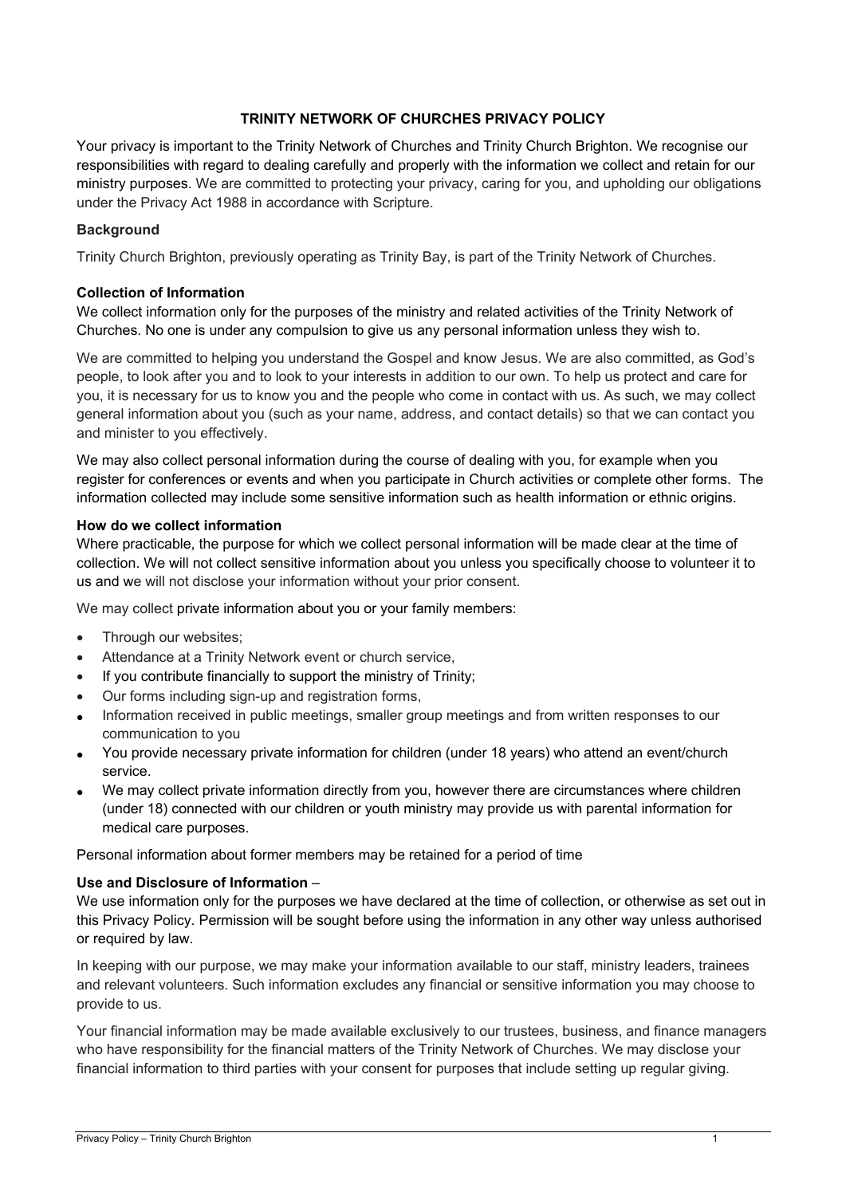# TRINITY NETWORK OF CHURCHES PRIVACY POLICY

Your privacy is important to the Trinity Network of Churches and Trinity Church Brighton. We recognise our responsibilities with regard to dealing carefully and properly with the information we collect and retain for our ministry purposes. We are committed to protecting your privacy, caring for you, and upholding our obligations under the Privacy Act 1988 in accordance with Scripture.

**Background**

Trinity Church Brighton, previously operating as Trinity Bay, is part of the Trinity Network of Churches.

**Collection of Information**

We collect information only for the purposes of the ministry and related activities of the Trinity Network of Churches. No one is under any compulsion to give us any personal information unless they wish to.

We are committed to helping you understand the Gospel and know Jesus. We are also committed, as God's people, to look after you and to look to your interests in addition to our own. To help us protect and care for you, it is necessary for us to know you and the people who come in contact with us. As such, we may collect general information about you (such as your name, address, and contact details) so that we can contact you and minister to you effectively.

We may also collect personal information during the course of dealing with you, for example when you register for conferences or events and when you participate in Church activities or complete other forms. The information collected may include some sensitive information such as health information or ethnic origins.

**How do we collect information**

Where practicable, the purpose for which we collect personal information will be made clear at the time of collection. We will not collect sensitive information about you unless you specifically choose to volunteer it to us and we will not disclose your information without your prior consent.

We may collect private information about you or your family members:

- Through our websites;
- Attendance at a Trinity Network event or church service,
- If you contribute financially to support the ministry of Trinity;
- Our forms including sign-up and registration forms,
- Information received in public meetings, smaller group meetings and from written responses to our communication to you
- You provide necessary private information for children (under 18 years) who attend an event/church service.
- We may collect private information directly from you, however there are circumstances where children (under 18) connected with our children or youth ministry may provide us with parental information for medical care purposes.

Personal information about former members may be retained for a period of time

**Use and Disclosure of Information** –

We use information only for the purposes we have declared at the time of collection, or otherwise as set out in this Privacy Policy. Permission will be sought before using the information in any other way unless authorised or required by law.

In keeping with our purpose, we may make your information available to our staff, ministry leaders, trainees and relevant volunteers. Such information excludes any financial or sensitive information you may choose to provide to us.

Your financial information may be made available exclusively to our trustees, business, and finance managers who have responsibility for the financial matters of the Trinity Network of Churches. We may disclose your financial information to third parties with your consent for purposes that include setting up regular giving.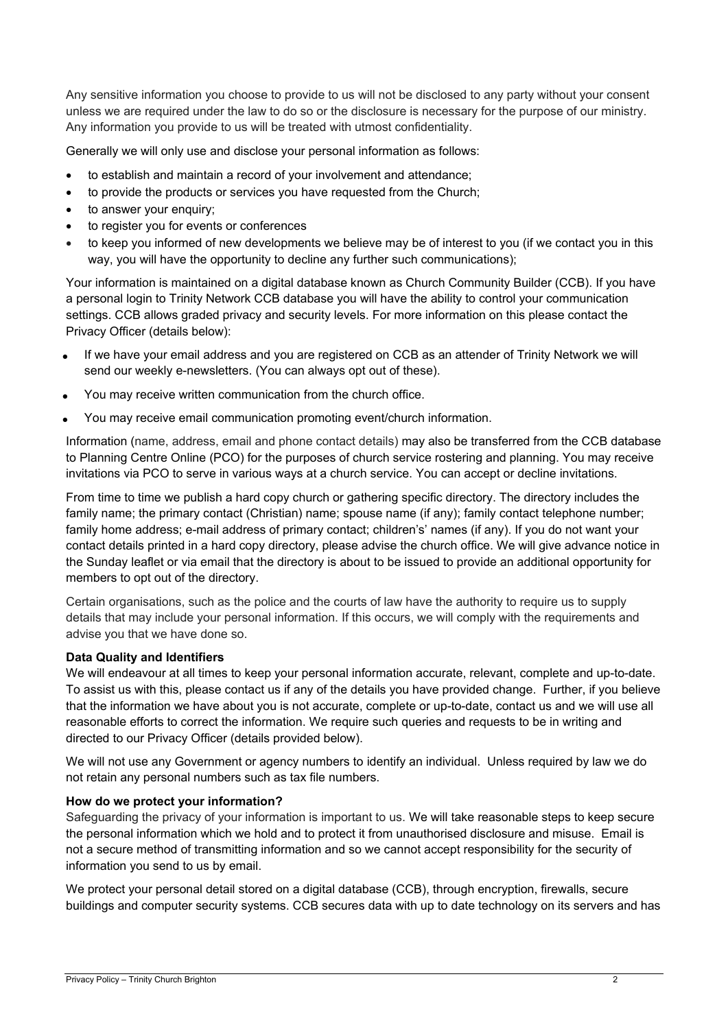Any sensitive information you choose to provide to us will not be disclosed to any party without your consent unless we are required under the law to do so or the disclosure is necessary for the purpose of our ministry. Any information you provide to us will be treated with utmost confidentiality.

Generally we will only use and disclose your personal information as follows:

- to establish and maintain a record of your involvement and attendance;
- to provide the products or services you have requested from the Church;
- to answer your enquiry;
- to register you for events or conferences
- to keep you informed of new developments we believe may be of interest to you (if we contact you in this way, you will have the opportunity to decline any further such communications);

Your information is maintained on a digital database known as Church Community Builder (CCB). If you have a personal login to Trinity Network CCB database you will have the ability to control your communication settings. CCB allows graded privacy and security levels. For more information on this please contact the Privacy Officer (details below):

- If we have your email address and you are registered on CCB as an attender of Trinity Network we will send our weekly e-newsletters. (You can always opt out of these).
- You may receive written communication from the church office.
- You may receive email communication promoting event/church information.

Information (name, address, email and phone contact details) may also be transferred from the CCB database to Planning Centre Online (PCO) for the purposes of church service rostering and planning. You may receive invitations via PCO to serve in various ways at a church service. You can accept or decline invitations.

From time to time we publish a hard copy church or gathering specific directory. The directory includes the family name; the primary contact (Christian) name; spouse name (if any); family contact telephone number; family home address; e-mail address of primary contact; children's' names (if any). If you do not want your contact details printed in a hard copy directory, please advise the church office. We will give advance notice in the Sunday leaflet or via email that the directory is about to be issued to provide an additional opportunity for members to opt out of the directory.

Certain organisations, such as the police and the courts of law have the authority to require us to supply details that may include your personal information. If this occurs, we will comply with the requirements and advise you that we have done so.

**Data Quality and Identifiers**

We will endeavour at all times to keep your personal information accurate, relevant, complete and up-to-date. To assist us with this, please contact us if any of the details you have provided change. Further, if you believe that the information we have about you is not accurate, complete or up-to-date, contact us and we will use all reasonable efforts to correct the information. We require such queries and requests to be in writing and directed to our Privacy Officer (details provided below).

We will not use any Government or agency numbers to identify an individual. Unless required by law we do not retain any personal numbers such as tax file numbers.

**How do we protect your information?**

Safeguarding the privacy of your information is important to us. We will take reasonable steps to keep secure the personal information which we hold and to protect it from unauthorised disclosure and misuse. Email is not a secure method of transmitting information and so we cannot accept responsibility for the security of information you send to us by email.

We protect your personal detail stored on a digital database (CCB), through encryption, firewalls, secure buildings and computer security systems. CCB secures data with up to date technology on its servers and has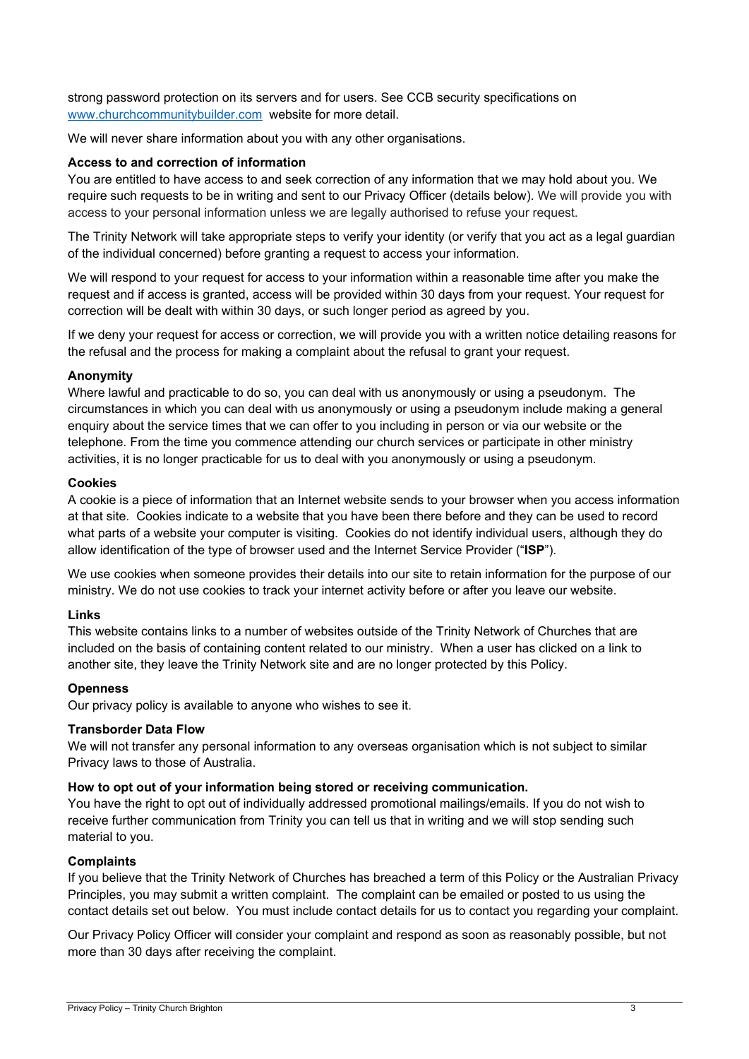strong password protection on its servers and for users. See CCB security specifications on [www.churchcommunitybuilder.com](http://www.churchcommunitybuilder.com) website for more detail.

We will never share information about you with any other organisations.

**Access to and correction of information**

You are entitled to have access to and seek correction of any information that we may hold about you. We require such requests to be in writing and sent to our Privacy Officer (details below). We will provide you with access to your personal information unless we are legally authorised to refuse your request.

The Trinity Network will take appropriate steps to verify your identity (or verify that you act as a legal guardian of the individual concerned) before granting a request to access your information.

We will respond to your request for access to your information within a reasonable time after you make the request and if access is granted, access will be provided within 30 days from your request. Your request for correction will be dealt with within 30 days, or such longer period as agreed by you.

If we deny your request for access or correction, we will provide you with a written notice detailing reasons for the refusal and the process for making a complaint about the refusal to grant your request.

**Anonymity**

Where lawful and practicable to do so, you can deal with us anonymously or using a pseudonym. The circumstances in which you can deal with us anonymously or using a pseudonym include making a general enquiry about the service times that we can offer to you including in person or via our website or the telephone. From the time you commence attending our church services or participate in other ministry activities, it is no longer practicable for us to deal with you anonymously or using a pseudonym.

**Cookies**

A cookie is a piece of information that an Internet website sends to your browser when you access information at that site. Cookies indicate to a website that you have been there before and they can be used to record what parts of a website your computer is visiting. Cookies do not identify individual users, although they do allow identification of the type of browser used and the Internet Service Provider ("**ISP**").

We use cookies when someone provides their details into our site to retain information for the purpose of our ministry. We do not use cookies to track your internet activity before or after you leave our website.

**Links**

This website contains links to a number of websites outside of the Trinity Network of Churches that are included on the basis of containing content related to our ministry. When a user has clicked on a link to another site, they leave the Trinity Network site and are no longer protected by this Policy.

**Openness**

Our privacy policy is available to anyone who wishes to see it.

**Transborder Data Flow**

We will not transfer any personal information to any overseas organisation which is not subject to similar Privacy laws to those of Australia.

**How to opt out of your information being stored or receiving communication.**

You have the right to opt out of individually addressed promotional mailings/emails. If you do not wish to receive further communication from Trinity you can tell us that in writing and we will stop sending such material to you.

**Complaints**

If you believe that the Trinity Network of Churches has breached a term of this Policy or the Australian Privacy Principles, you may submit a written complaint. The complaint can be emailed or posted to us using the contact details set out below. You must include contact details for us to contact you regarding your complaint.

Our Privacy Policy Officer will consider your complaint and respond as soon as reasonably possible, but not more than 30 days after receiving the complaint.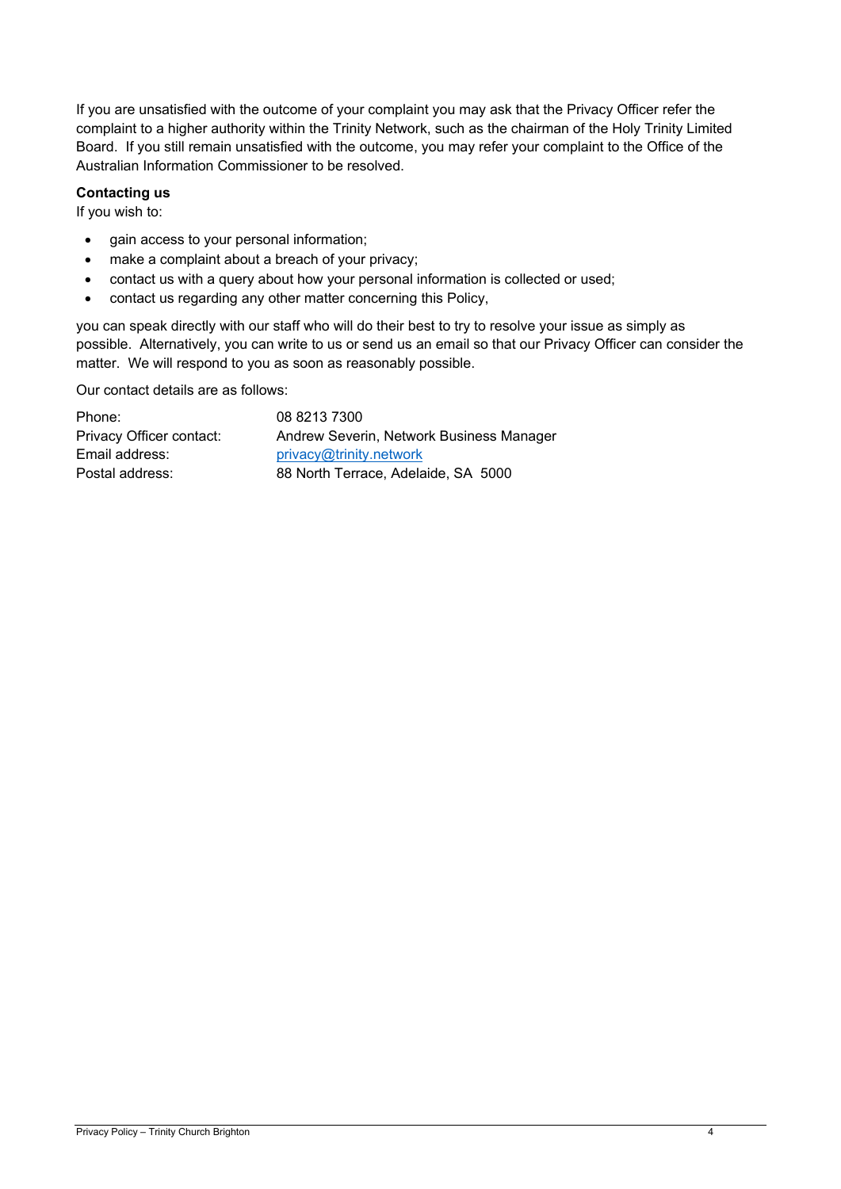If you are unsatisfied with the outcome of your complaint you may ask that the Privacy Officer refer the complaint to a higher authority within the Trinity Network, such as the chairman of the Holy Trinity Limited Board. If you still remain unsatisfied with the outcome, you may refer your complaint to the Office of the Australian Information Commissioner to be resolved.

**Contacting us**

If you wish to:

- gain access to your personal information;
- make a complaint about a breach of your privacy;
- contact us with a query about how your personal information is collected or used;
- contact us regarding any other matter concerning this Policy,

you can speak directly with our staff who will do their best to try to resolve your issue as simply as possible. Alternatively, you can write to us or send us an email so that our Privacy Officer can consider the matter. We will respond to you as soon as reasonably possible.

Our contact details are as follows:

| | |
|---|---|
| Phone: | 08 8213 7300 |
| Privacy Officer contact: | Andrew Severin, Network Business Manager |
| Email address: | privacy@trinity.network |
| Postal address: | 88 North Terrace, Adelaide, SA 5000 |